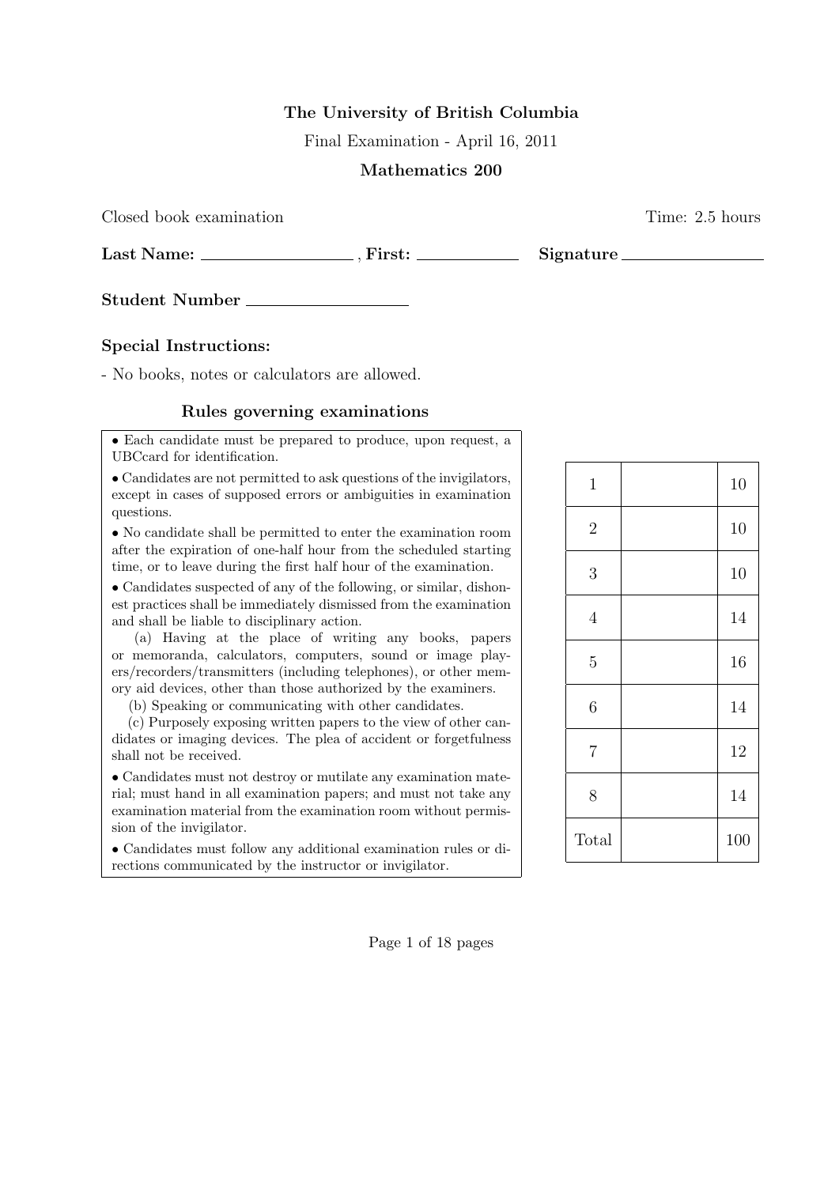# The University of British Columbia

Final Examination - April 16, 2011

## Mathematics 200

Closed book examination Time: 2.5 hours

**Last Name:** \_\_\_\_\_\_\_\_\_\_\_\_\_\_\_\_ , **First:** \_\_\_\_\_\_\_\_\_\_\_ **Signature** \_\_\_\_\_\_\_\_\_\_\_\_\_\_\_

**Student Number** \_\_\_\_\_\_\_\_\_\_\_\_\_\_\_\_\_

### Special Instructions:

- No books, notes or calculators are allowed.

### Rules governing examinations

- Each candidate must be prepared to produce, upon request, a UBCcard for identification.
- Candidates are not permitted to ask questions of the invigilators, except in cases of supposed errors or ambiguities in examination questions.
- No candidate shall be permitted to enter the examination room after the expiration of one-half hour from the scheduled starting time, or to leave during the first half hour of the examination.
- Candidates suspected of any of the following, or similar, dishonest practices shall be immediately dismissed from the examination and shall be liable to disciplinary action.
  - (a) Having at the place of writing any books, papers or memoranda, calculators, computers, sound or image players/recorders/transmitters (including telephones), or other memory aid devices, other than those authorized by the examiners.
  - (b) Speaking or communicating with other candidates.
  - (c) Purposely exposing written papers to the view of other candidates or imaging devices. The plea of accident or forgetfulness shall not be received.
- Candidates must not destroy or mutilate any examination material; must hand in all examination papers; and must not take any examination material from the examination room without permission of the invigilator.
- Candidates must follow any additional examination rules or directions communicated by the instructor or invigilator.

| Question | Score | Out of |
|---|---|---|
| 1 | | 10 |
| 2 | | 10 |
| 3 | | 10 |
| 4 | | 14 |
| 5 | | 16 |
| 6 | | 14 |
| 7 | | 12 |
| 8 | | 14 |
| Total | | 100 |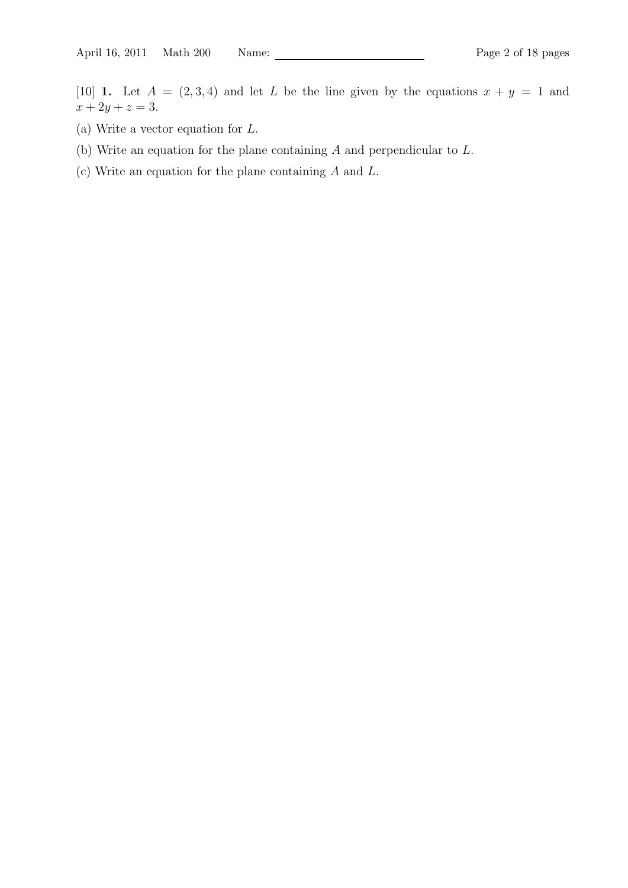[10] **1.** Let $A = (2, 3, 4)$ and let $L$ be the line given by the equations $x + y = 1$ and $x + 2y + z = 3$.

(a) Write a vector equation for $L$.

(b) Write an equation for the plane containing $A$ and perpendicular to $L$.

(c) Write an equation for the plane containing $A$ and $L$.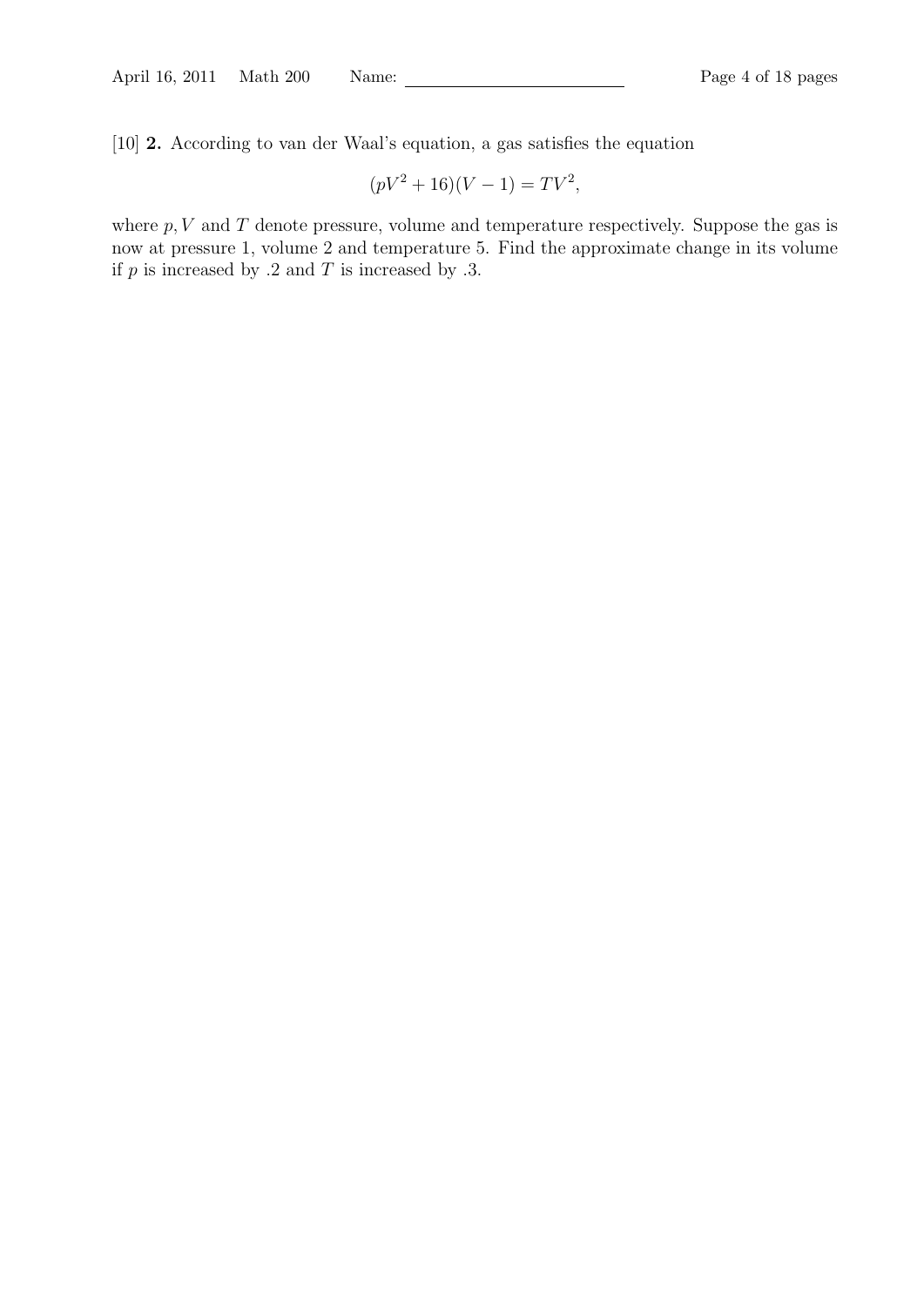[10] **2.** According to van der Waal's equation, a gas satisfies the equation

$$(pV^2 + 16)(V - 1) = TV^2,$$

where $p, V$ and $T$ denote pressure, volume and temperature respectively. Suppose the gas is now at pressure 1, volume 2 and temperature 5. Find the approximate change in its volume if $p$ is increased by .2 and $T$ is increased by .3.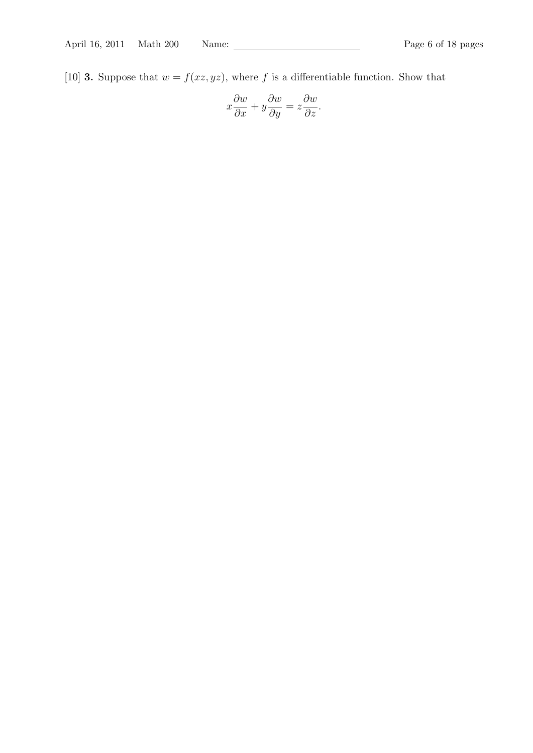[10] **3.** Suppose that $w = f(xz, yz)$, where $f$ is a differentiable function. Show that

$$x\frac{\partial w}{\partial x} + y\frac{\partial w}{\partial y} = z\frac{\partial w}{\partial z}.$$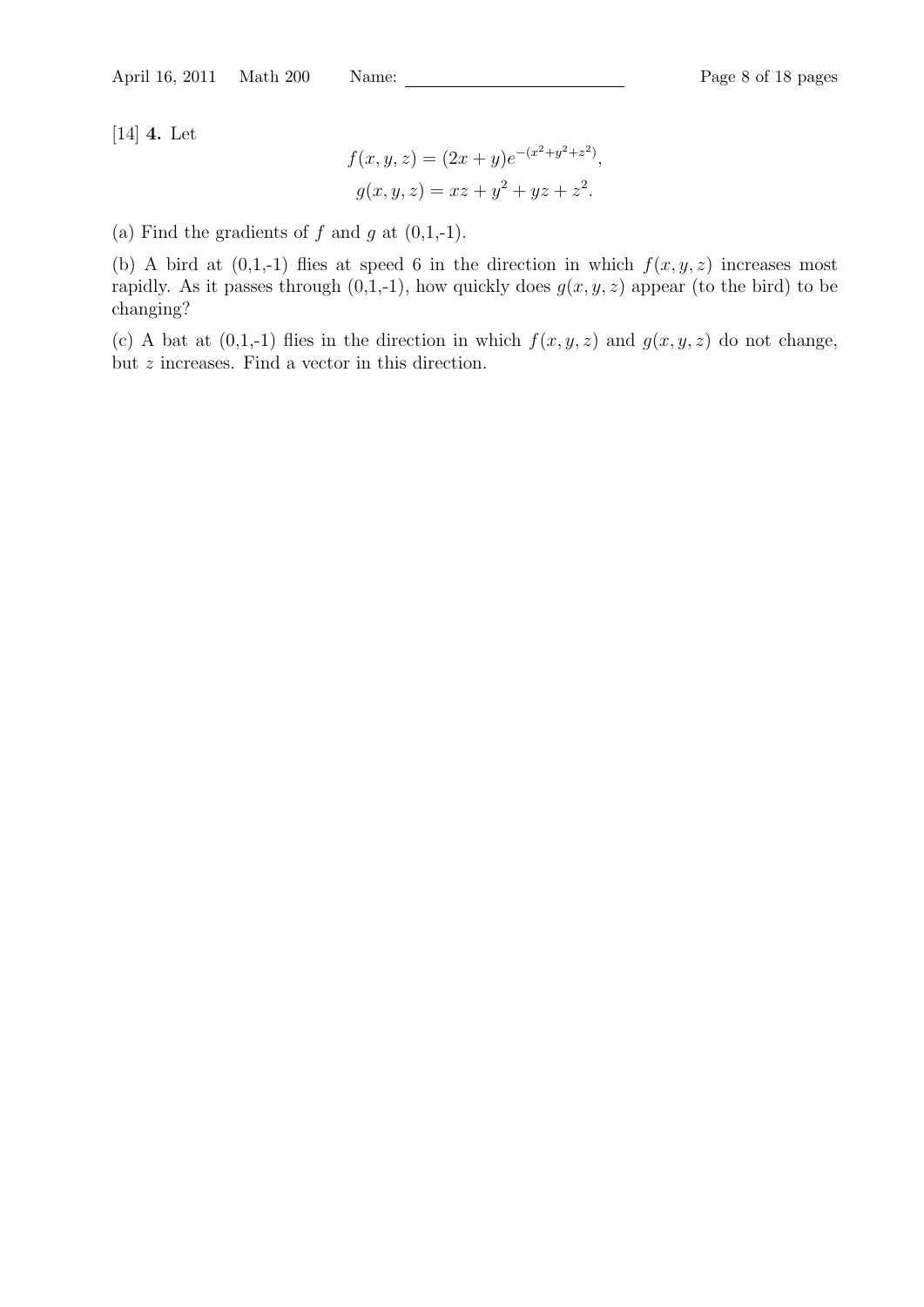[14] **4.** Let

$$f(x,y,z) = (2x+y)e^{-(x^2+y^2+z^2)},$$
$$g(x,y,z) = xz + y^2 + yz + z^2.$$

(a) Find the gradients of $f$ and $g$ at (0,1,-1).

(b) A bird at (0,1,-1) flies at speed 6 in the direction in which $f(x,y,z)$ increases most rapidly. As it passes through (0,1,-1), how quickly does $g(x,y,z)$ appear (to the bird) to be changing?

(c) A bat at (0,1,-1) flies in the direction in which $f(x,y,z)$ and $g(x,y,z)$ do not change, but $z$ increases. Find a vector in this direction.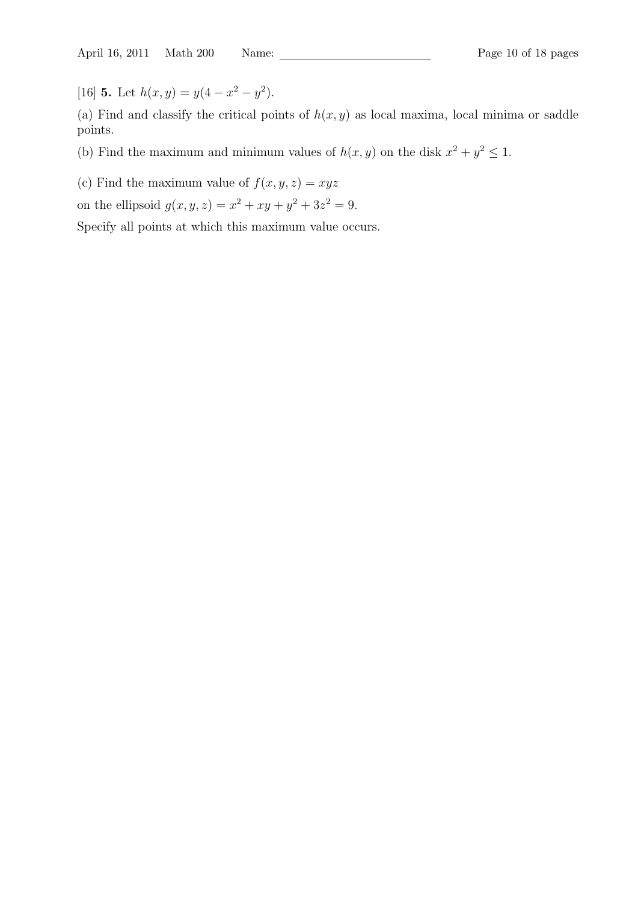[16] **5.** Let $h(x, y) = y(4 - x^2 - y^2)$.

(a) Find and classify the critical points of $h(x, y)$ as local maxima, local minima or saddle points.

(b) Find the maximum and minimum values of $h(x, y)$ on the disk $x^2 + y^2 \leq 1$.

(c) Find the maximum value of $f(x, y, z) = xyz$

on the ellipsoid $g(x, y, z) = x^2 + xy + y^2 + 3z^2 = 9$.

Specify all points at which this maximum value occurs.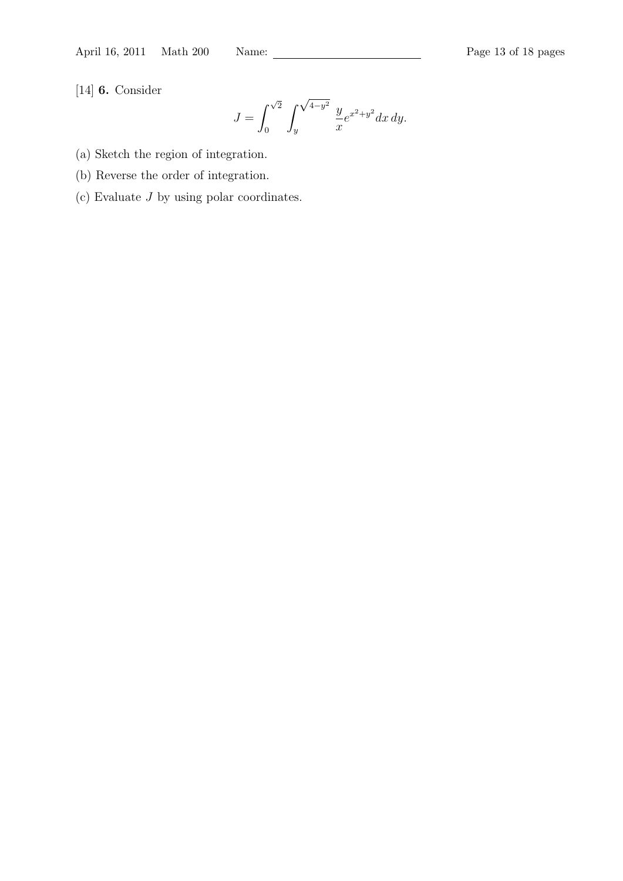[14] **6.** Consider

$$J = \int_0^{\sqrt{2}} \int_y^{\sqrt{4-y^2}} \frac{y}{x} e^{x^2+y^2} dx\, dy.$$

(a) Sketch the region of integration.

(b) Reverse the order of integration.

(c) Evaluate $J$ by using polar coordinates.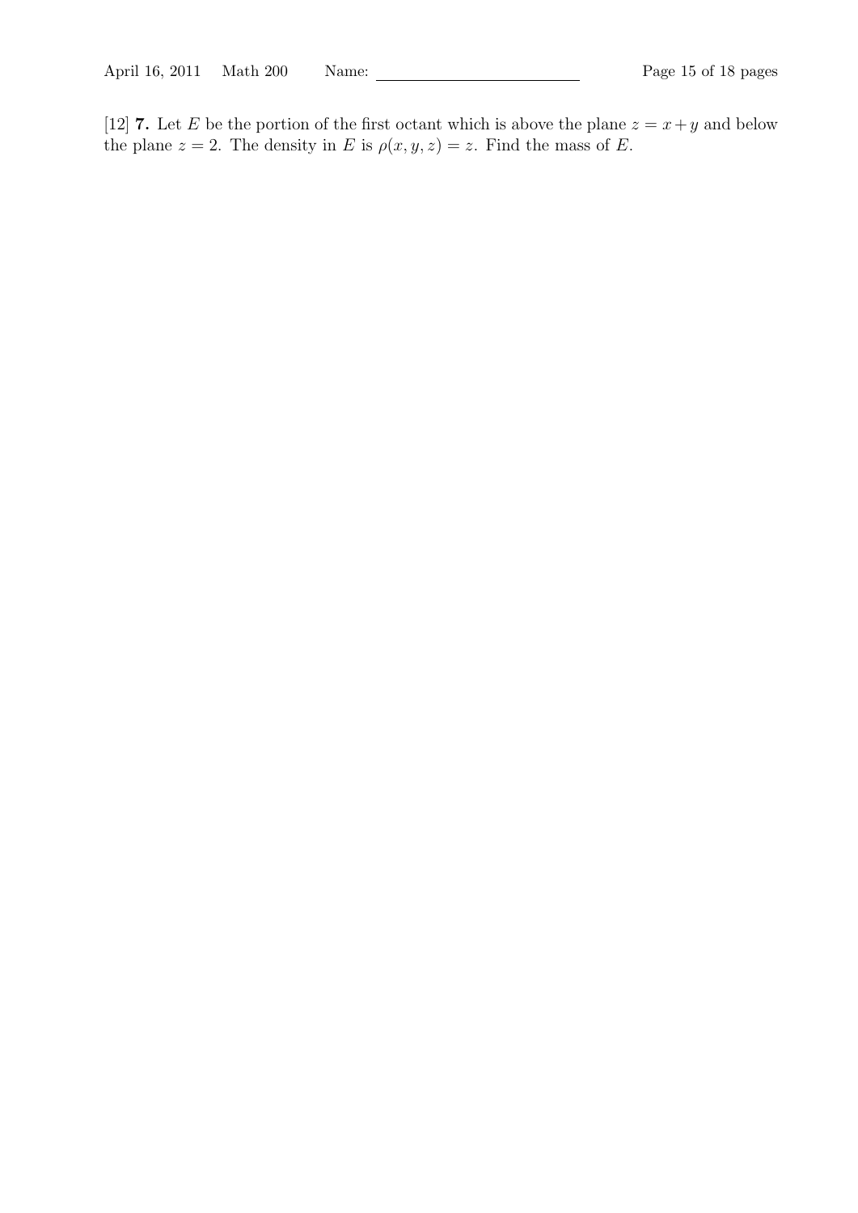[12] **7.** Let $E$ be the portion of the first octant which is above the plane $z = x + y$ and below the plane $z = 2$. The density in $E$ is $\rho(x, y, z) = z$. Find the mass of $E$.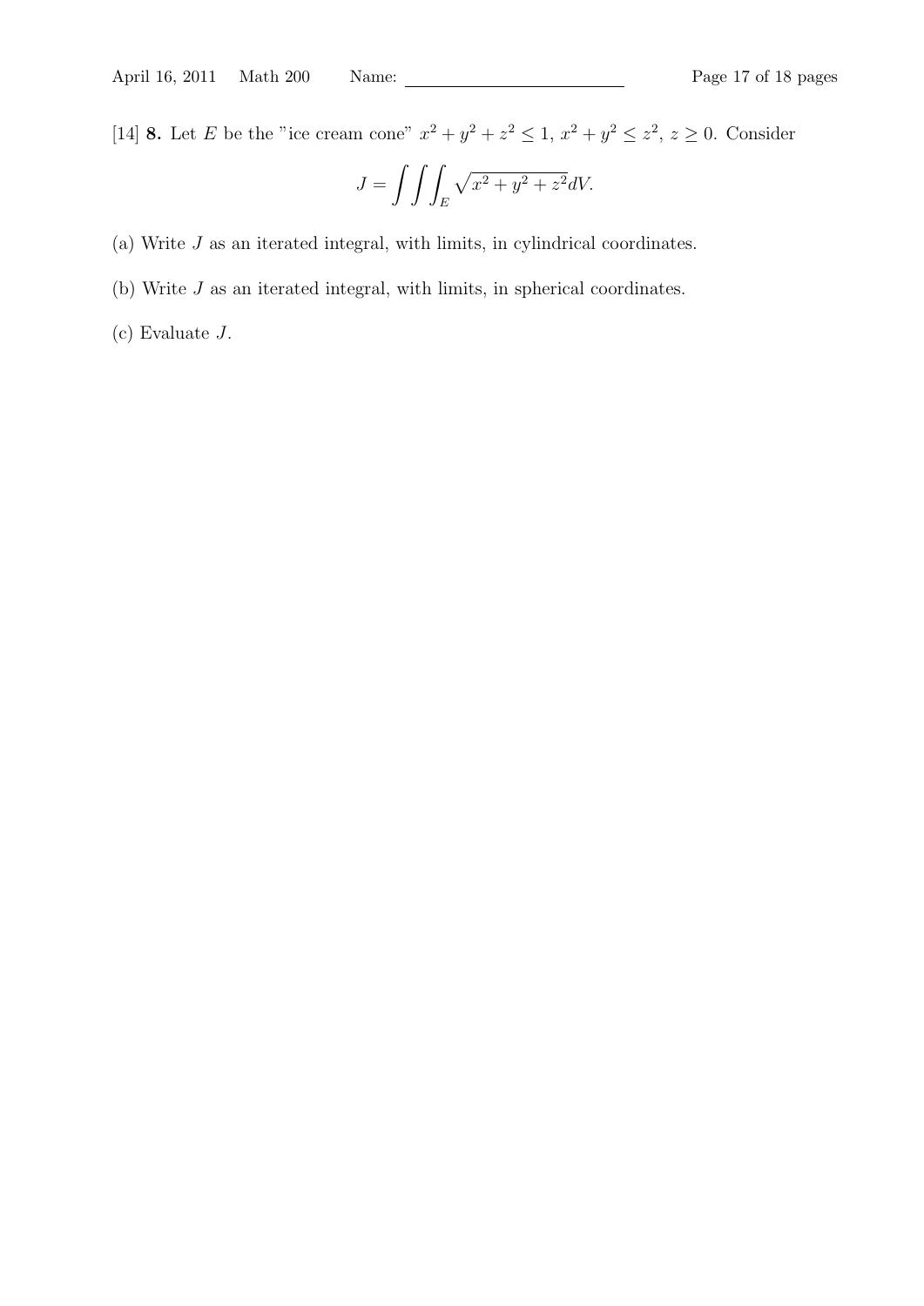[14] **8.** Let $E$ be the "ice cream cone" $x^2 + y^2 + z^2 \leq 1$, $x^2 + y^2 \leq z^2$, $z \geq 0$. Consider

$$J = \int\int\int_E \sqrt{x^2 + y^2 + z^2} dV.$$

(a) Write $J$ as an iterated integral, with limits, in cylindrical coordinates.

(b) Write $J$ as an iterated integral, with limits, in spherical coordinates.

(c) Evaluate $J$.